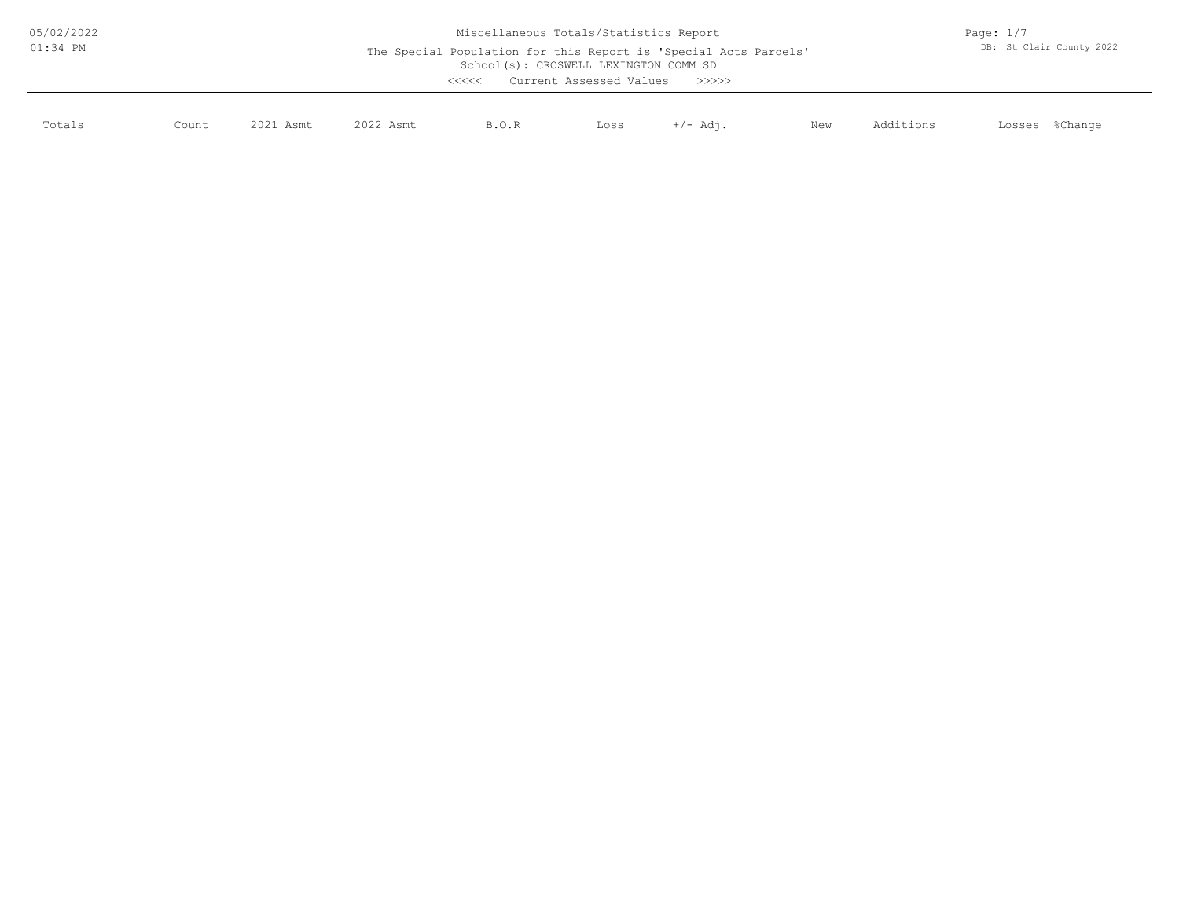# Miscellaneous Totals/Statistics Report

The Special Population for this Report is 'Special Acts Parcels'

School(s): CROSWELL LEXINGTON COMM SD

<<<<< Current Assessed Values >>>>>

| Totals | Count | 2021 Asmt | 2022 Asmt | B.O.R | Loss | +/- Adj. | New | Additions | Losses | %Change |
|---|---|---|---|---|---|---|---|---|---|---|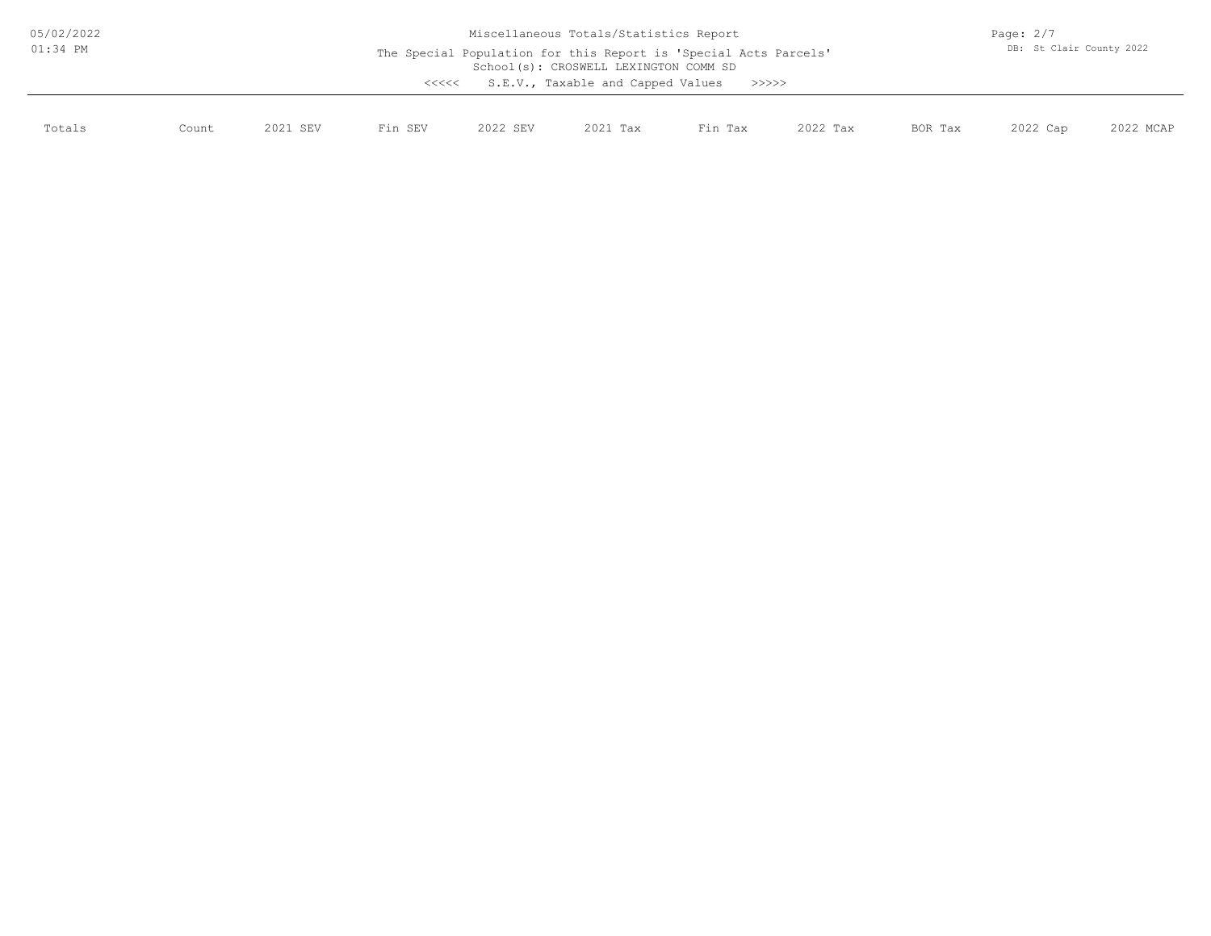Miscellaneous Totals/Statistics Report

The Special Population for this Report is 'Special Acts Parcels'

School(s): CROSWELL LEXINGTON COMM SD

<<<<< S.E.V., Taxable and Capped Values >>>>>

| Totals | Count | 2021 SEV | Fin SEV | 2022 SEV | 2021 Tax | Fin Tax | 2022 Tax | BOR Tax | 2022 Cap | 2022 MCAP |
|---|---|---|---|---|---|---|---|---|---|---|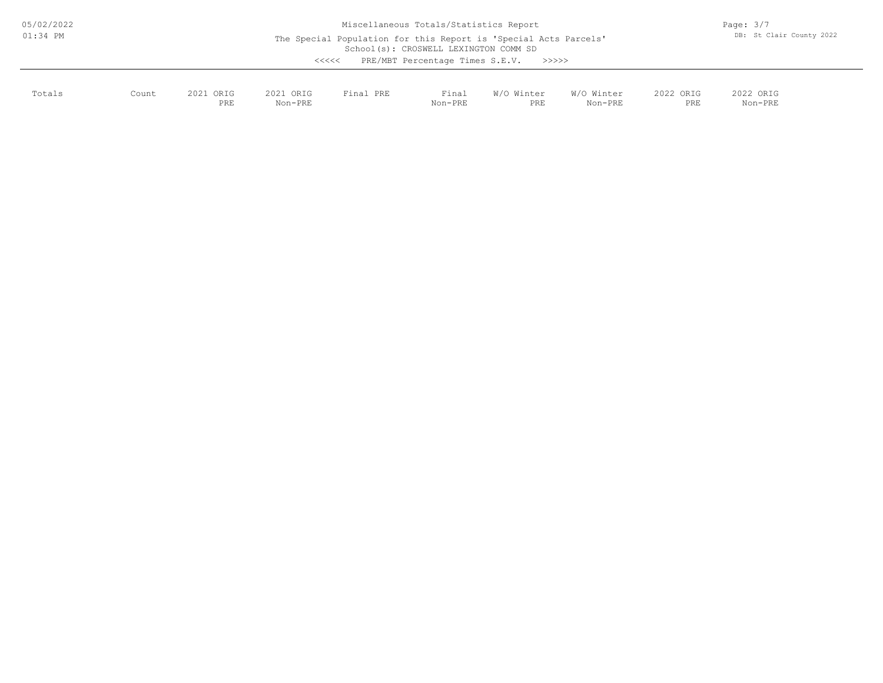# Miscellaneous Totals/Statistics Report

The Special Population for this Report is 'Special Acts Parcels'

School(s): CROSWELL LEXINGTON COMM SD

<<<<< PRE/MBT Percentage Times S.E.V. >>>>>

| Totals | Count | 2021 ORIG PRE | 2021 ORIG Non-PRE | Final PRE | Final Non-PRE | W/O Winter PRE | W/O Winter Non-PRE | 2022 ORIG PRE | 2022 ORIG Non-PRE |
|---|---|---|---|---|---|---|---|---|---|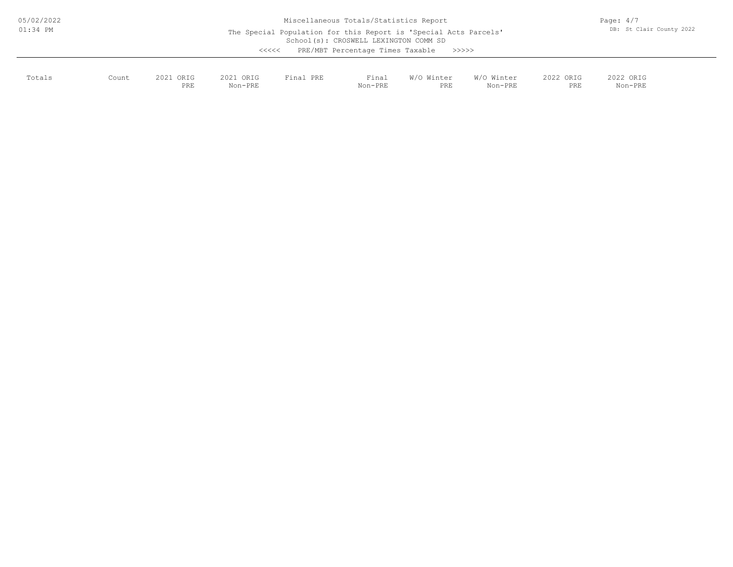Miscellaneous Totals/Statistics Report

The Special Population for this Report is 'Special Acts Parcels'

School(s): CROSWELL LEXINGTON COMM SD

<<<<< PRE/MBT Percentage Times Taxable >>>>>

| Totals | Count | 2021 ORIG PRE | 2021 ORIG Non-PRE | Final PRE | Final Non-PRE | W/O Winter PRE | W/O Winter Non-PRE | 2022 ORIG PRE | 2022 ORIG Non-PRE |
|---|---|---|---|---|---|---|---|---|---|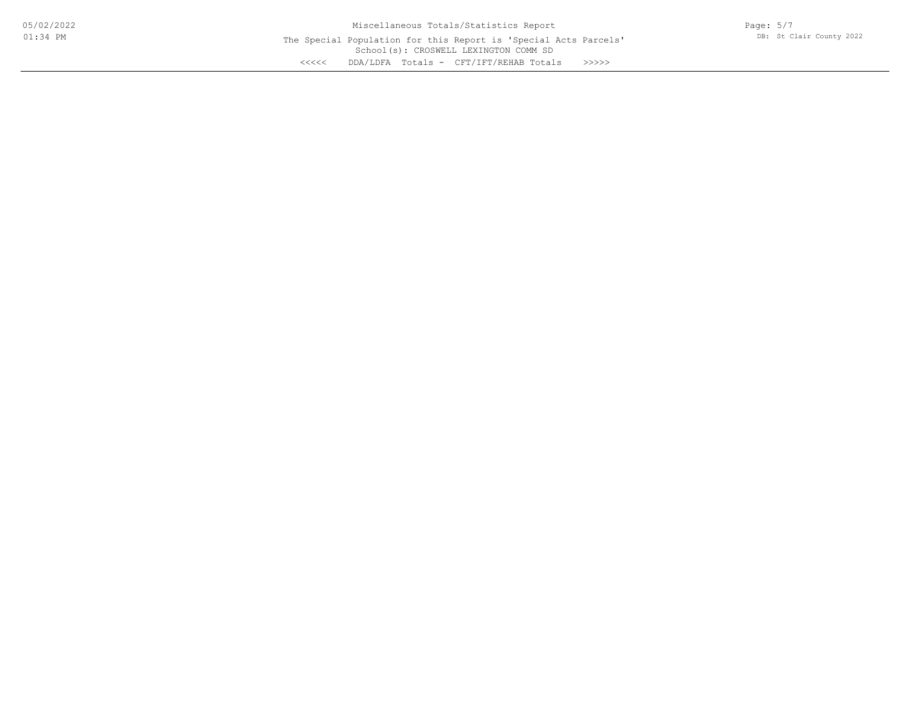<<<<< DDA/LDFA Totals - CFT/IFT/REHAB Totals >>>>>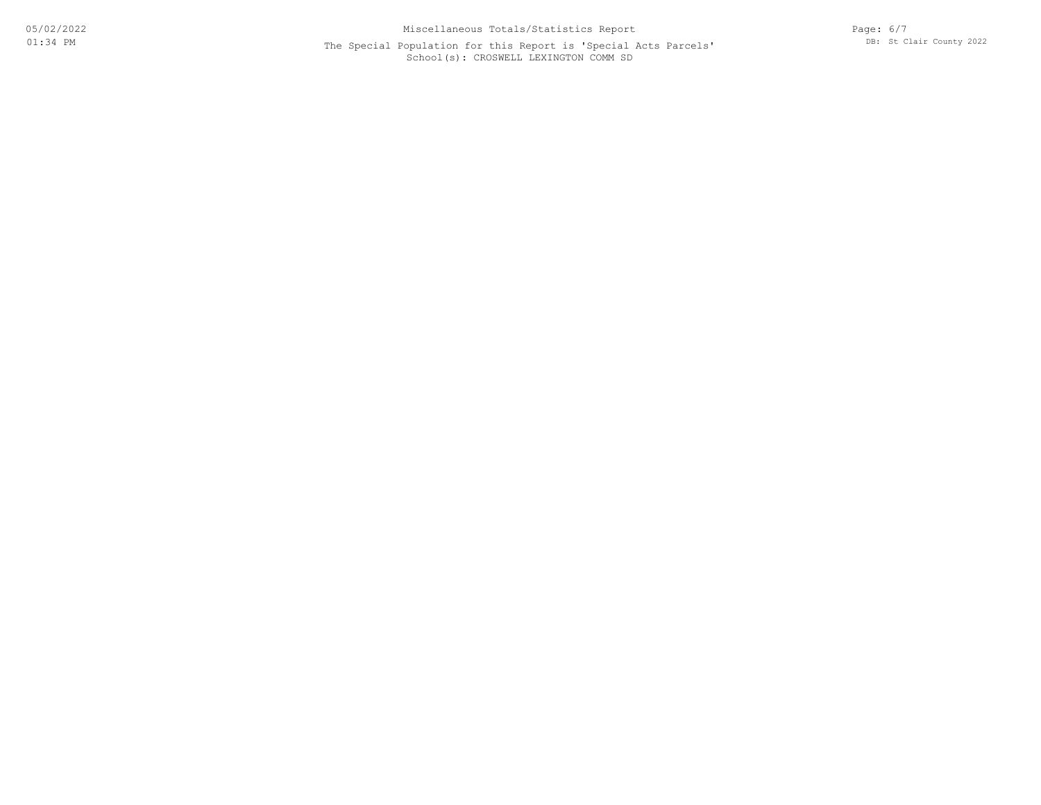Miscellaneous Totals/Statistics Report

The Special Population for this Report is 'Special Acts Parcels'

School(s): CROSWELL LEXINGTON COMM SD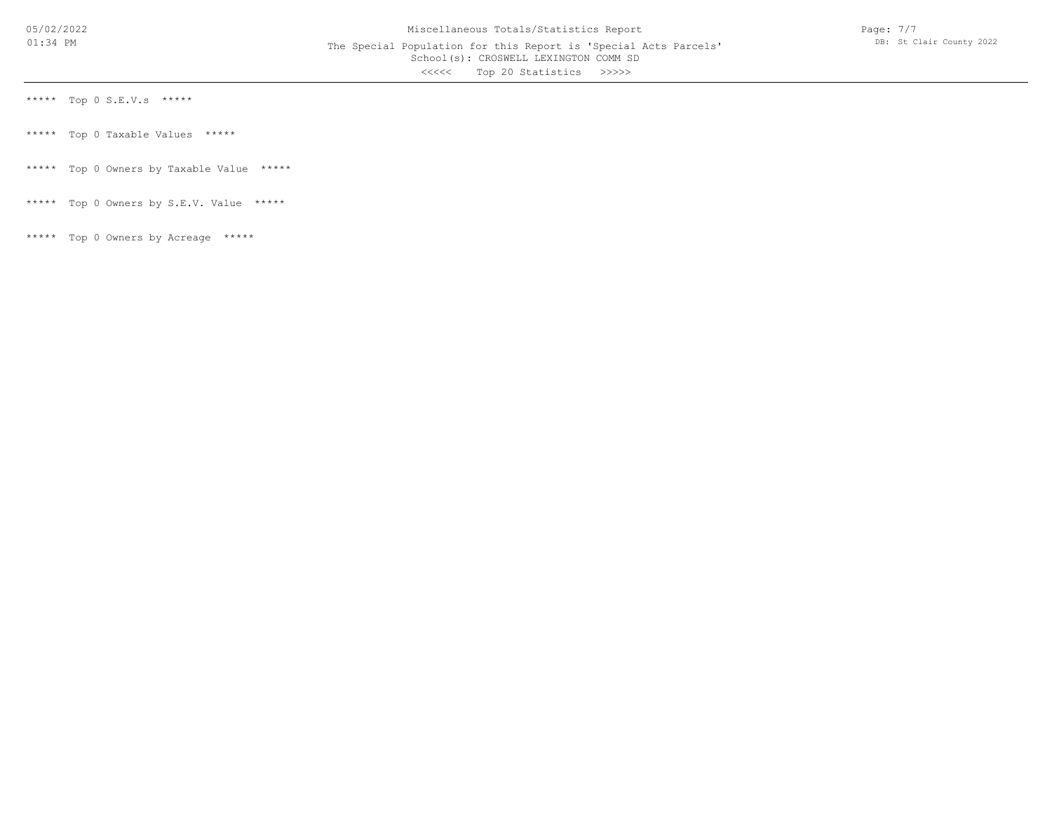Miscellaneous Totals/Statistics Report

The Special Population for this Report is 'Special Acts Parcels'

School(s): CROSWELL LEXINGTON COMM SD

<<<<< Top 20 Statistics >>>>>

***** Top 0 S.E.V.s *****

***** Top 0 Taxable Values *****

***** Top 0 Owners by Taxable Value *****

***** Top 0 Owners by S.E.V. Value *****

***** Top 0 Owners by Acreage *****